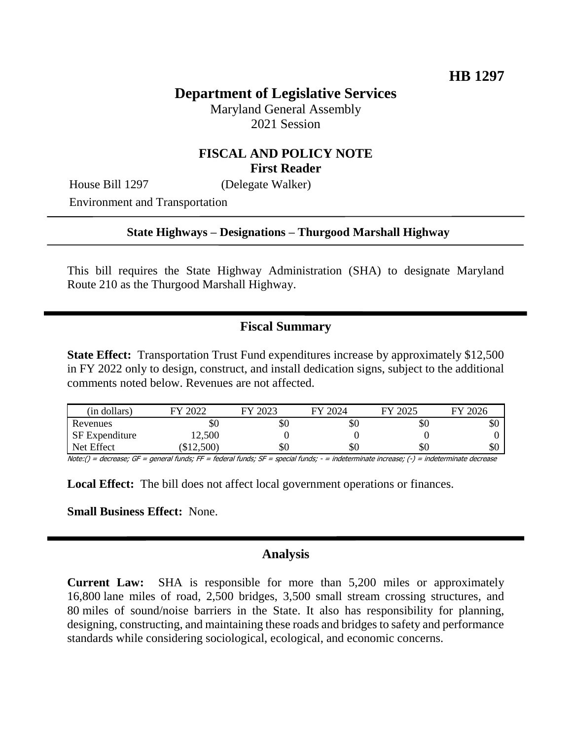**HB 1297**

# Department of Legislative Services

Maryland General Assembly
2021 Session

## FISCAL AND POLICY NOTE
**First Reader**

House Bill 1297 (Delegate Walker)
Environment and Transportation

**State Highways – Designations – Thurgood Marshall Highway**

This bill requires the State Highway Administration (SHA) to designate Maryland Route 210 as the Thurgood Marshall Highway.

## Fiscal Summary

**State Effect:** Transportation Trust Fund expenditures increase by approximately $12,500 in FY 2022 only to design, construct, and install dedication signs, subject to the additional comments noted below. Revenues are not affected.

| (in dollars) | FY 2022 | FY 2023 | FY 2024 | FY 2025 | FY 2026 |
|---|---|---|---|---|---|
| Revenues | $0 | $0 | $0 | $0 | $0 |
| SF Expenditure | 12,500 | 0 | 0 | 0 | 0 |
| Net Effect | ($12,500) | $0 | $0 | $0 | $0 |

Note:() = decrease; GF = general funds; FF = federal funds; SF = special funds; - = indeterminate increase; (-) = indeterminate decrease

**Local Effect:** The bill does not affect local government operations or finances.

**Small Business Effect:** None.

## Analysis

**Current Law:** SHA is responsible for more than 5,200 miles or approximately 16,800 lane miles of road, 2,500 bridges, 3,500 small stream crossing structures, and 80 miles of sound/noise barriers in the State. It also has responsibility for planning, designing, constructing, and maintaining these roads and bridges to safety and performance standards while considering sociological, ecological, and economic concerns.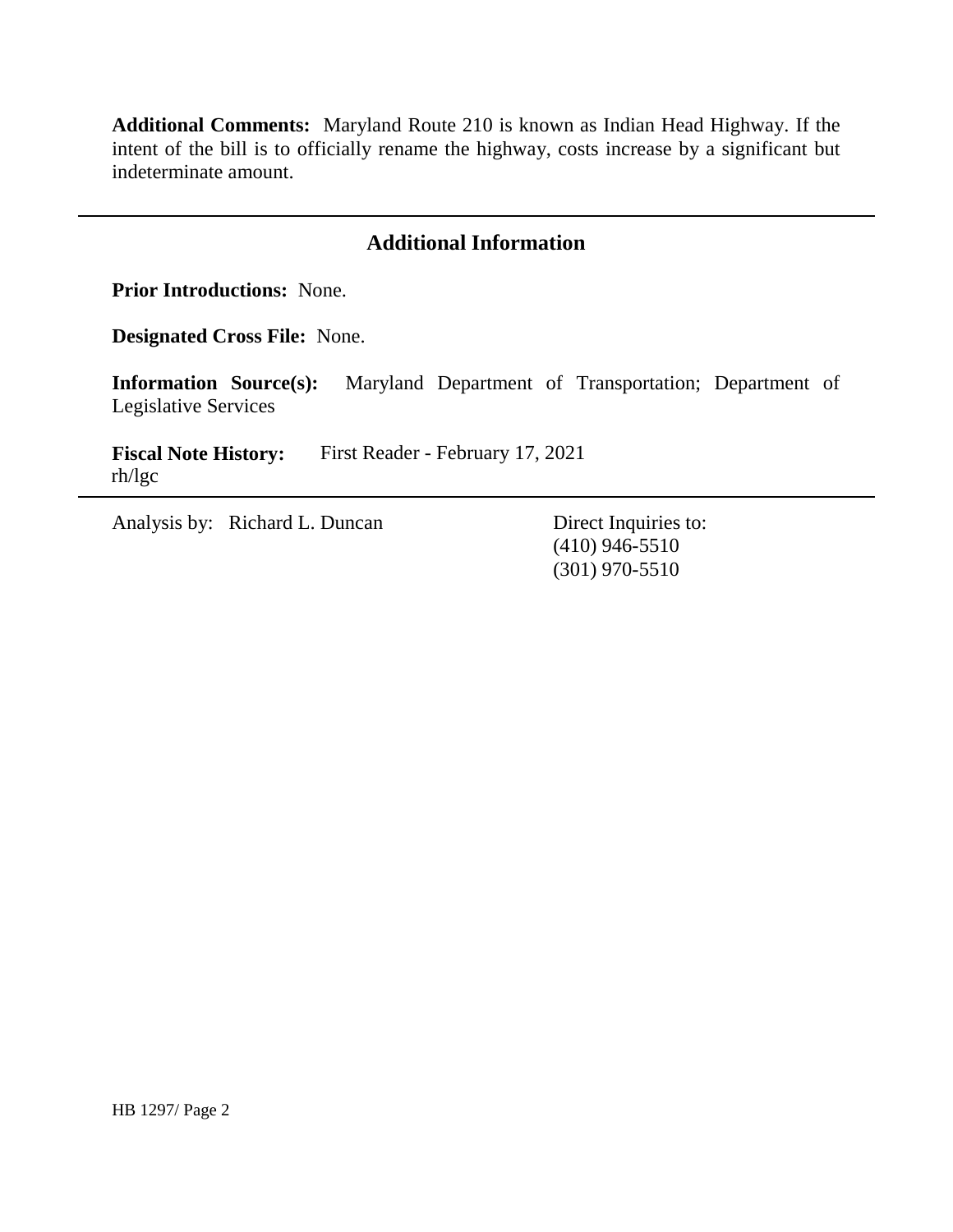**Additional Comments:** Maryland Route 210 is known as Indian Head Highway. If the intent of the bill is to officially rename the highway, costs increase by a significant but indeterminate amount.

## Additional Information

**Prior Introductions:** None.

**Designated Cross File:** None.

**Information Source(s):** Maryland Department of Transportation; Department of Legislative Services

**Fiscal Note History:** First Reader - February 17, 2021
rh/lgc

Analysis by: Richard L. Duncan

Direct Inquiries to:
(410) 946-5510
(301) 970-5510